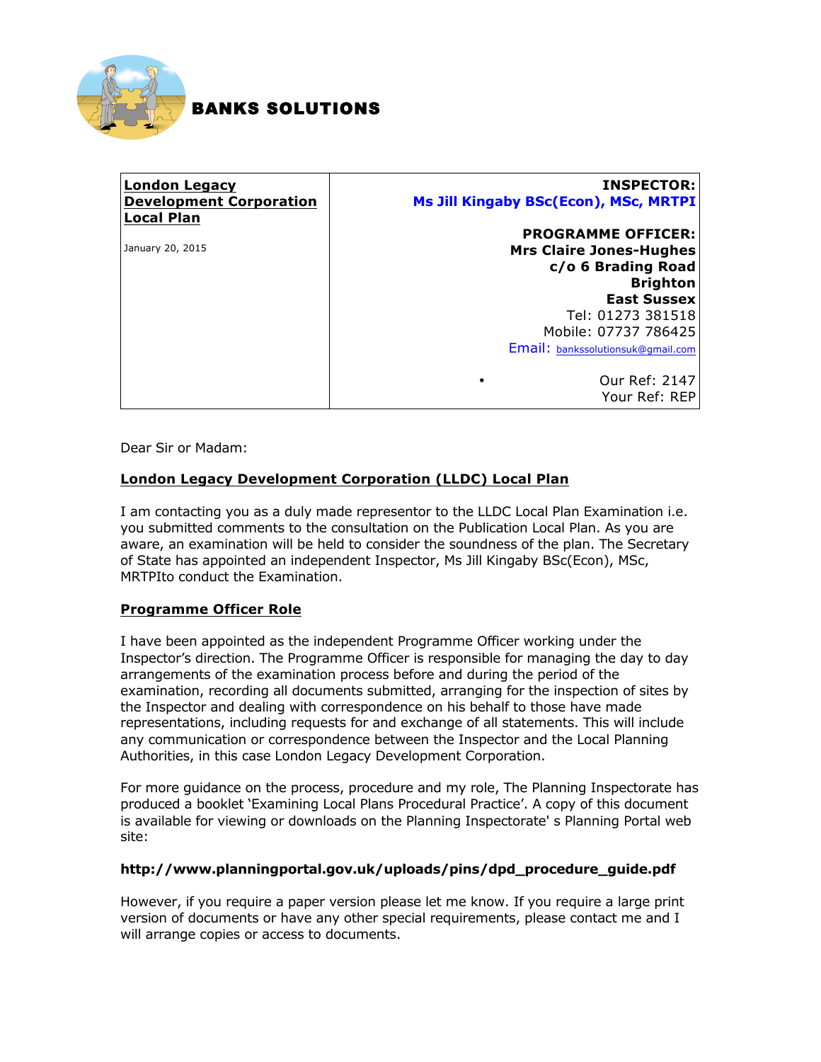**BANKS SOLUTIONS**

| **London Legacy Development Corporation Local Plan**<br><br>January 20, 2015 | **INSPECTOR:**<br>**Ms Jill Kingaby BSc(Econ), MSc, MRTPI**<br><br>**PROGRAMME OFFICER:**<br>**Mrs Claire Jones-Hughes**<br>**c/o 6 Brading Road**<br>**Brighton**<br>**East Sussex**<br>Tel: 01273 381518<br>Mobile: 07737 786425<br>Email: bankssolutionsuk@gmail.com<br><br>• Our Ref: 2147<br>Your Ref: REP |
|---|---|

Dear Sir or Madam:

**London Legacy Development Corporation (LLDC) Local Plan**

I am contacting you as a duly made representor to the LLDC Local Plan Examination i.e. you submitted comments to the consultation on the Publication Local Plan. As you are aware, an examination will be held to consider the soundness of the plan. The Secretary of State has appointed an independent Inspector, Ms Jill Kingaby BSc(Econ), MSc, MRTPIto conduct the Examination.

**Programme Officer Role**

I have been appointed as the independent Programme Officer working under the Inspector's direction. The Programme Officer is responsible for managing the day to day arrangements of the examination process before and during the period of the examination, recording all documents submitted, arranging for the inspection of sites by the Inspector and dealing with correspondence on his behalf to those have made representations, including requests for and exchange of all statements. This will include any communication or correspondence between the Inspector and the Local Planning Authorities, in this case London Legacy Development Corporation.

For more guidance on the process, procedure and my role, The Planning Inspectorate has produced a booklet 'Examining Local Plans Procedural Practice'. A copy of this document is available for viewing or downloads on the Planning Inspectorate' s Planning Portal web site:

**http://www.planningportal.gov.uk/uploads/pins/dpd_procedure_guide.pdf**

However, if you require a paper version please let me know. If you require a large print version of documents or have any other special requirements, please contact me and I will arrange copies or access to documents.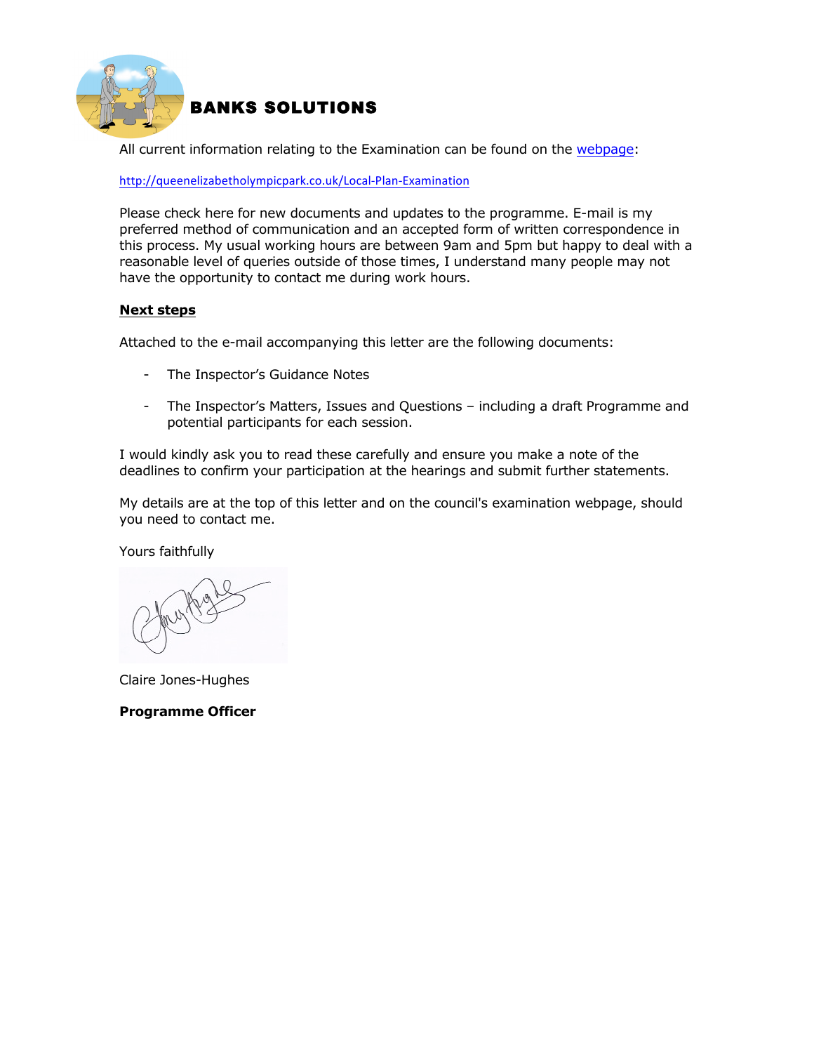**BANKS SOLUTIONS**

All current information relating to the Examination can be found on the [webpage](http://queenelizabetholympicpark.co.uk/Local-Plan-Examination):

http://queenelizabetholympicpark.co.uk/Local-Plan-Examination

Please check here for new documents and updates to the programme. E-mail is my preferred method of communication and an accepted form of written correspondence in this process. My usual working hours are between 9am and 5pm but happy to deal with a reasonable level of queries outside of those times, I understand many people may not have the opportunity to contact me during work hours.

**Next steps**

Attached to the e-mail accompanying this letter are the following documents:

- The Inspector's Guidance Notes
- The Inspector's Matters, Issues and Questions – including a draft Programme and potential participants for each session.

I would kindly ask you to read these carefully and ensure you make a note of the deadlines to confirm your participation at the hearings and submit further statements.

My details are at the top of this letter and on the council's examination webpage, should you need to contact me.

Yours faithfully

Claire Jones-Hughes

**Programme Officer**